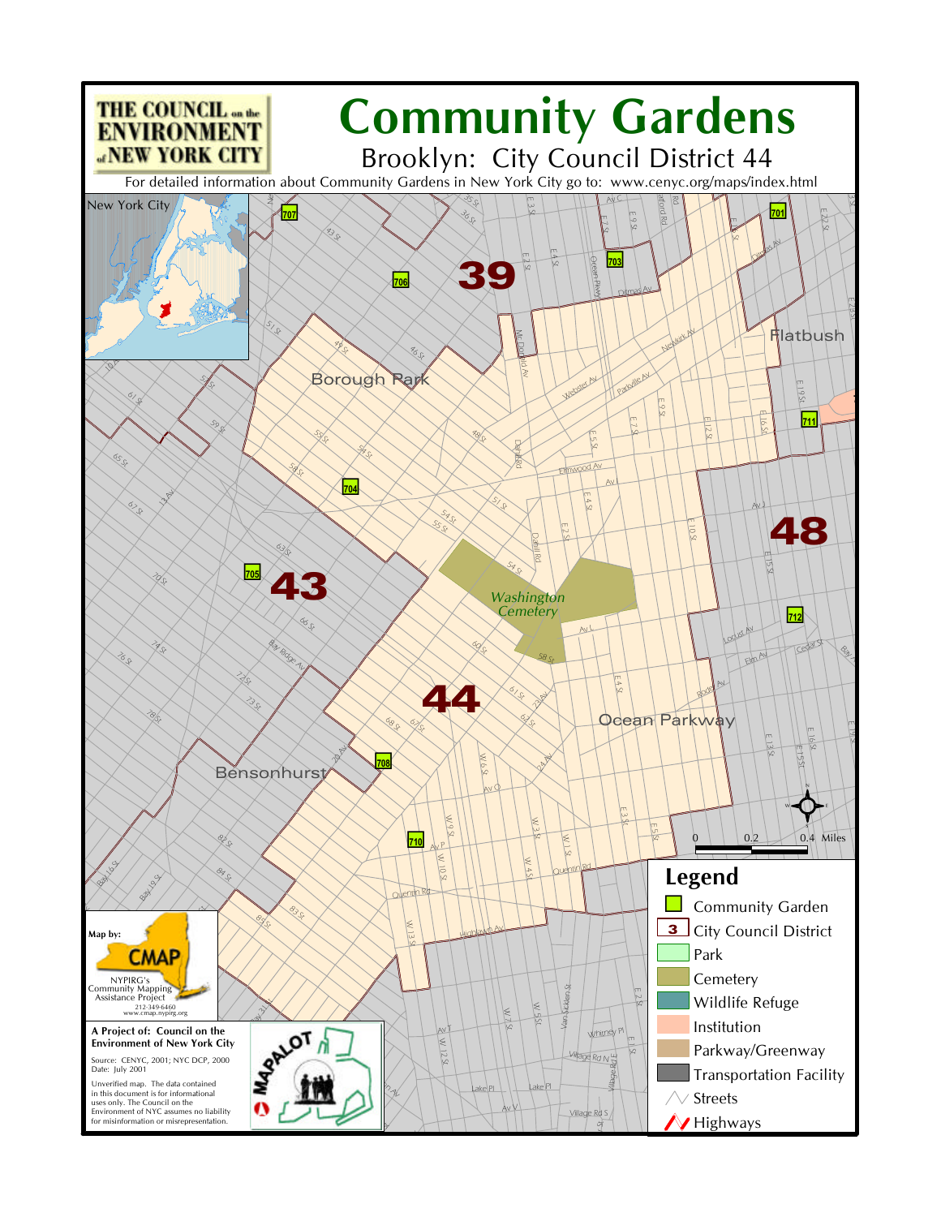THE COUNCIL on the ENVIRONMENT of NEW YORK CITY

# Community Gardens

## Brooklyn: City Council District 44

For detailed information about Community Gardens in New York City go to: www.cenyc.org/maps/index.html

New York City

39

43

44

48

Borough Park

Flatbush

Washington Cemetery

Ocean Parkway

Bensonhurst

707, 701, 703, 706, 711, 704, 705, 712, 708, 710

0 0.2 0.4 Miles

## Legend

- Community Garden
- 3 City Council District
- Park
- Cemetery
- Wildlife Refuge
- Institution
- Parkway/Greenway
- Transportation Facility
- Streets
- Highways

Map by:

CMAP

NYPIRG's Community Mapping Assistance Project
212-349-6460
www.cmap.nypirg.org

**A Project of: Council on the Environment of New York City**

Source: CENYC, 2001; NYC DCP, 2000
Date: July 2001

Unverified map. The data contained in this document is for informational uses only. The Council on the Environment of NYC assumes no liability for misinformation or misrepresentation.

MAPALOT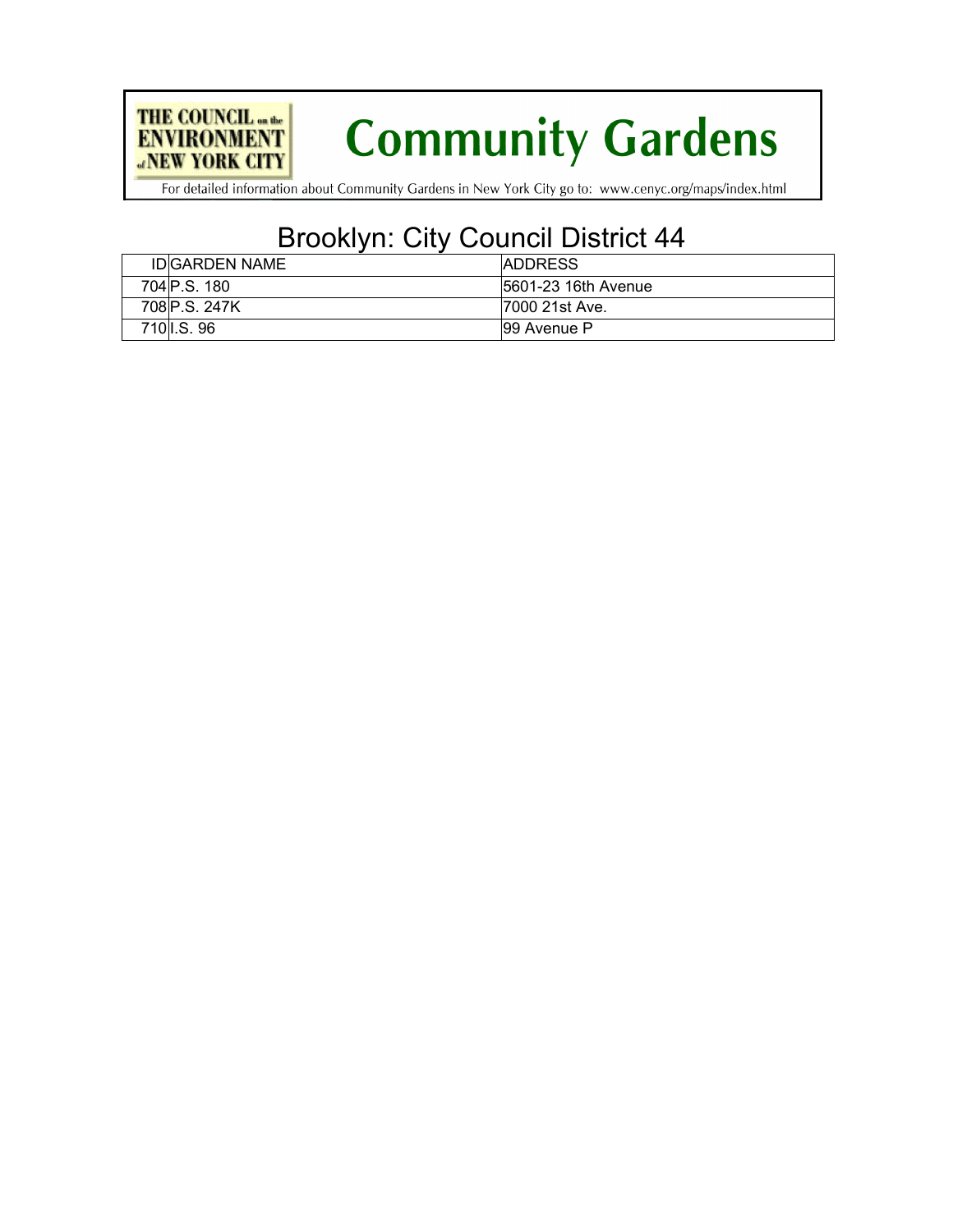THE COUNCIL on the ENVIRONMENT of NEW YORK CITY

# Community Gardens

For detailed information about Community Gardens in New York City go to: www.cenyc.org/maps/index.html

## Brooklyn: City Council District 44

| ID | GARDEN NAME | ADDRESS |
|---|---|---|
| 704 | P.S. 180 | 5601-23 16th Avenue |
| 708 | P.S. 247K | 7000 21st Ave. |
| 710 | I.S. 96 | 99 Avenue P |